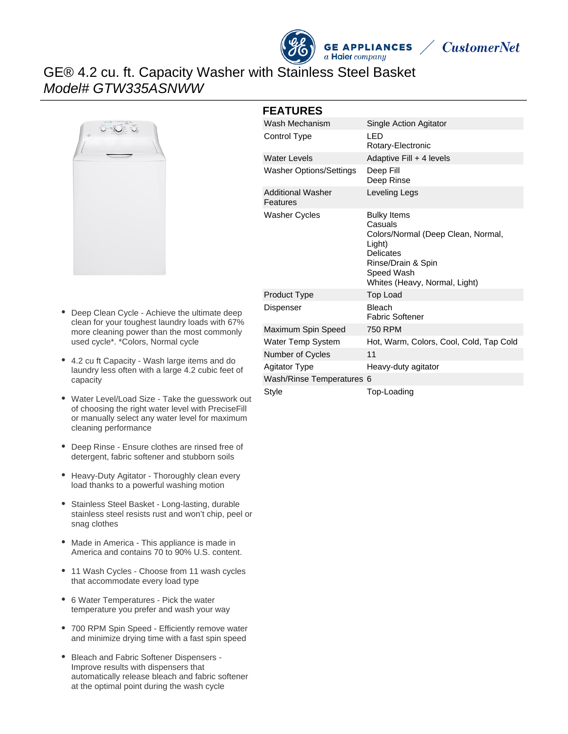# GE® 4.2 cu. ft. Capacity Washer with Stainless Steel Basket

*Model# GTW335ASNWW*

- Deep Clean Cycle - Achieve the ultimate deep clean for your toughest laundry loads with 67% more cleaning power than the most commonly used cycle*. *Colors, Normal cycle
- 4.2 cu ft Capacity - Wash large items and do laundry less often with a large 4.2 cubic feet of capacity
- Water Level/Load Size - Take the guesswork out of choosing the right water level with PreciseFill or manually select any water level for maximum cleaning performance
- Deep Rinse - Ensure clothes are rinsed free of detergent, fabric softener and stubborn soils
- Heavy-Duty Agitator - Thoroughly clean every load thanks to a powerful washing motion
- Stainless Steel Basket - Long-lasting, durable stainless steel resists rust and won't chip, peel or snag clothes
- Made in America - This appliance is made in America and contains 70 to 90% U.S. content.
- 11 Wash Cycles - Choose from 11 wash cycles that accommodate every load type
- 6 Water Temperatures - Pick the water temperature you prefer and wash your way
- 700 RPM Spin Speed - Efficiently remove water and minimize drying time with a fast spin speed
- Bleach and Fabric Softener Dispensers - Improve results with dispensers that automatically release bleach and fabric softener at the optimal point during the wash cycle

## FEATURES

| | |
|---|---|
| Wash Mechanism | Single Action Agitator |
| Control Type | LED<br>Rotary-Electronic |
| Water Levels | Adaptive Fill + 4 levels |
| Washer Options/Settings | Deep Fill<br>Deep Rinse |
| Additional Washer Features | Leveling Legs |
| Washer Cycles | Bulky Items<br>Casuals<br>Colors/Normal (Deep Clean, Normal, Light)<br>Delicates<br>Rinse/Drain & Spin<br>Speed Wash<br>Whites (Heavy, Normal, Light) |
| Product Type | Top Load |
| Dispenser | Bleach<br>Fabric Softener |
| Maximum Spin Speed | 750 RPM |
| Water Temp System | Hot, Warm, Colors, Cool, Cold, Tap Cold |
| Number of Cycles | 11 |
| Agitator Type | Heavy-duty agitator |
| Wash/Rinse Temperatures | 6 |
| Style | Top-Loading |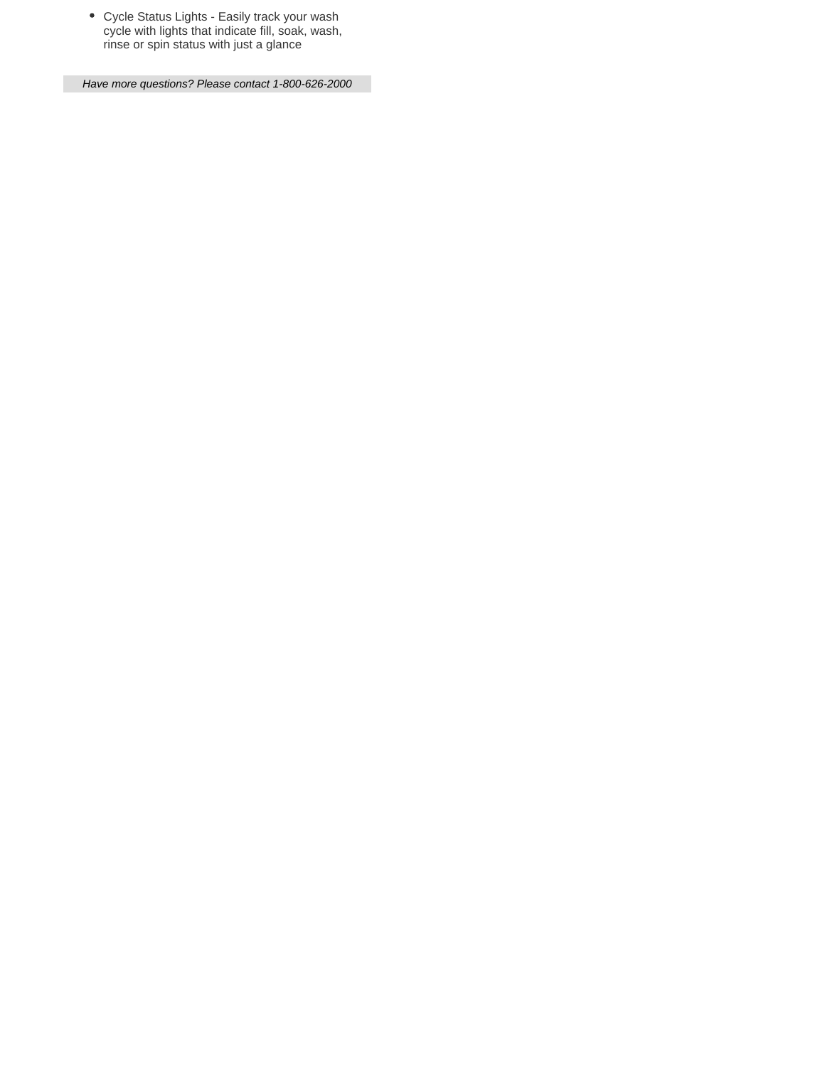- Cycle Status Lights - Easily track your wash cycle with lights that indicate fill, soak, wash, rinse or spin status with just a glance

*Have more questions? Please contact 1-800-626-2000*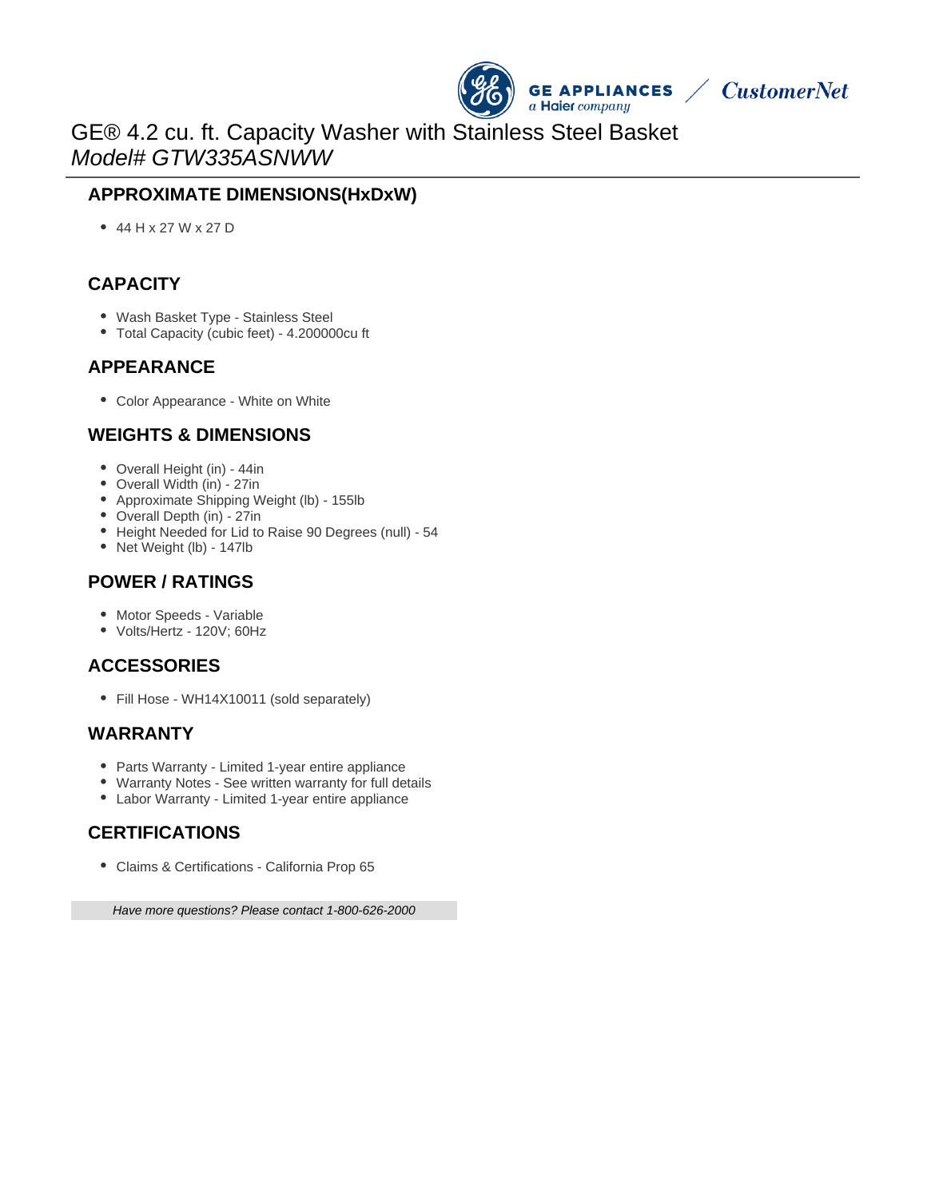# GE® 4.2 cu. ft. Capacity Washer with Stainless Steel Basket

*Model# GTW335ASNWW*

## APPROXIMATE DIMENSIONS(HxDxW)

- 44 H x 27 W x 27 D

## CAPACITY

- Wash Basket Type - Stainless Steel
- Total Capacity (cubic feet) - 4.200000cu ft

## APPEARANCE

- Color Appearance - White on White

## WEIGHTS & DIMENSIONS

- Overall Height (in) - 44in
- Overall Width (in) - 27in
- Approximate Shipping Weight (lb) - 155lb
- Overall Depth (in) - 27in
- Height Needed for Lid to Raise 90 Degrees (null) - 54
- Net Weight (lb) - 147lb

## POWER / RATINGS

- Motor Speeds - Variable
- Volts/Hertz - 120V; 60Hz

## ACCESSORIES

- Fill Hose - WH14X10011 (sold separately)

## WARRANTY

- Parts Warranty - Limited 1-year entire appliance
- Warranty Notes - See written warranty for full details
- Labor Warranty - Limited 1-year entire appliance

## CERTIFICATIONS

- Claims & Certifications - California Prop 65

*Have more questions? Please contact 1-800-626-2000*